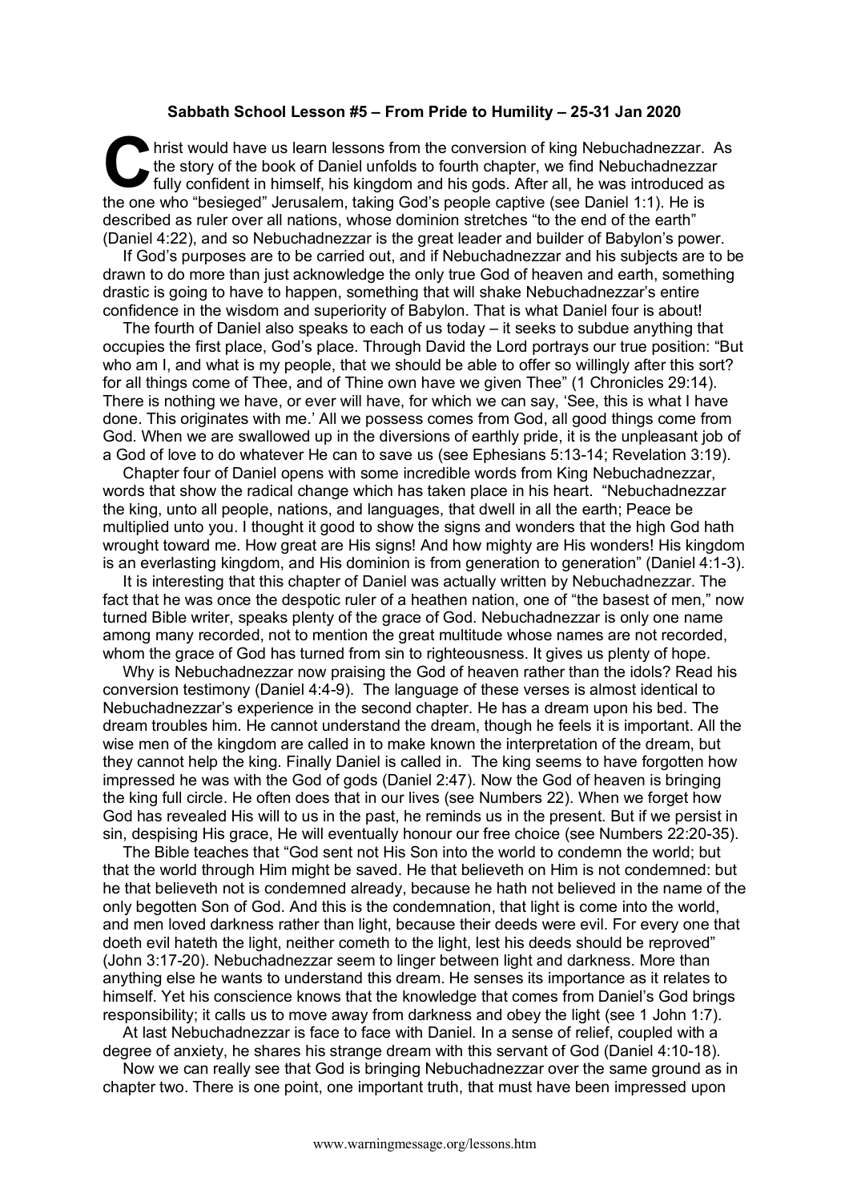**Sabbath School Lesson #5 – From Pride to Humility – 25-31 Jan 2020**

Christ would have us learn lessons from the conversion of king Nebuchadnezzar. As the story of the book of Daniel unfolds to fourth chapter, we find Nebuchadnezzar fully confident in himself, his kingdom and his gods. After all, he was introduced as the one who "besieged" Jerusalem, taking God's people captive (see Daniel 1:1). He is described as ruler over all nations, whose dominion stretches "to the end of the earth" (Daniel 4:22), and so Nebuchadnezzar is the great leader and builder of Babylon's power.

If God's purposes are to be carried out, and if Nebuchadnezzar and his subjects are to be drawn to do more than just acknowledge the only true God of heaven and earth, something drastic is going to have to happen, something that will shake Nebuchadnezzar's entire confidence in the wisdom and superiority of Babylon. That is what Daniel four is about!

The fourth of Daniel also speaks to each of us today – it seeks to subdue anything that occupies the first place, God's place. Through David the Lord portrays our true position: "But who am I, and what is my people, that we should be able to offer so willingly after this sort? for all things come of Thee, and of Thine own have we given Thee" (1 Chronicles 29:14). There is nothing we have, or ever will have, for which we can say, 'See, this is what I have done. This originates with me.' All we possess comes from God, all good things come from God. When we are swallowed up in the diversions of earthly pride, it is the unpleasant job of a God of love to do whatever He can to save us (see Ephesians 5:13-14; Revelation 3:19).

Chapter four of Daniel opens with some incredible words from King Nebuchadnezzar, words that show the radical change which has taken place in his heart. "Nebuchadnezzar the king, unto all people, nations, and languages, that dwell in all the earth; Peace be multiplied unto you. I thought it good to show the signs and wonders that the high God hath wrought toward me. How great are His signs! And how mighty are His wonders! His kingdom is an everlasting kingdom, and His dominion is from generation to generation" (Daniel 4:1-3).

It is interesting that this chapter of Daniel was actually written by Nebuchadnezzar. The fact that he was once the despotic ruler of a heathen nation, one of "the basest of men," now turned Bible writer, speaks plenty of the grace of God. Nebuchadnezzar is only one name among many recorded, not to mention the great multitude whose names are not recorded, whom the grace of God has turned from sin to righteousness. It gives us plenty of hope.

Why is Nebuchadnezzar now praising the God of heaven rather than the idols? Read his conversion testimony (Daniel 4:4-9). The language of these verses is almost identical to Nebuchadnezzar's experience in the second chapter. He has a dream upon his bed. The dream troubles him. He cannot understand the dream, though he feels it is important. All the wise men of the kingdom are called in to make known the interpretation of the dream, but they cannot help the king. Finally Daniel is called in. The king seems to have forgotten how impressed he was with the God of gods (Daniel 2:47). Now the God of heaven is bringing the king full circle. He often does that in our lives (see Numbers 22). When we forget how God has revealed His will to us in the past, he reminds us in the present. But if we persist in sin, despising His grace, He will eventually honour our free choice (see Numbers 22:20-35).

The Bible teaches that "God sent not His Son into the world to condemn the world; but that the world through Him might be saved. He that believeth on Him is not condemned: but he that believeth not is condemned already, because he hath not believed in the name of the only begotten Son of God. And this is the condemnation, that light is come into the world, and men loved darkness rather than light, because their deeds were evil. For every one that doeth evil hateth the light, neither cometh to the light, lest his deeds should be reproved" (John 3:17-20). Nebuchadnezzar seem to linger between light and darkness. More than anything else he wants to understand this dream. He senses its importance as it relates to himself. Yet his conscience knows that the knowledge that comes from Daniel's God brings responsibility; it calls us to move away from darkness and obey the light (see 1 John 1:7).

At last Nebuchadnezzar is face to face with Daniel. In a sense of relief, coupled with a degree of anxiety, he shares his strange dream with this servant of God (Daniel 4:10-18).

Now we can really see that God is bringing Nebuchadnezzar over the same ground as in chapter two. There is one point, one important truth, that must have been impressed upon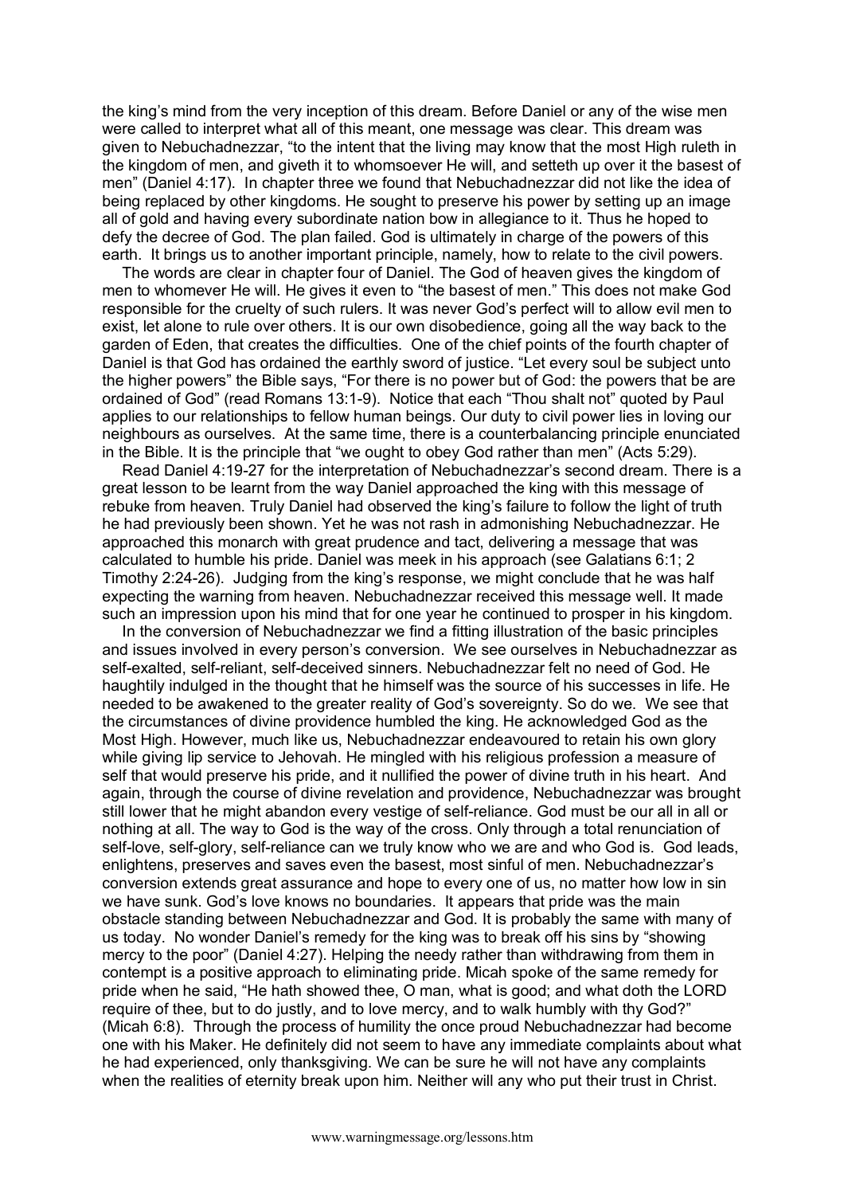the king's mind from the very inception of this dream. Before Daniel or any of the wise men were called to interpret what all of this meant, one message was clear. This dream was given to Nebuchadnezzar, "to the intent that the living may know that the most High ruleth in the kingdom of men, and giveth it to whomsoever He will, and setteth up over it the basest of men" (Daniel 4:17). In chapter three we found that Nebuchadnezzar did not like the idea of being replaced by other kingdoms. He sought to preserve his power by setting up an image all of gold and having every subordinate nation bow in allegiance to it. Thus he hoped to defy the decree of God. The plan failed. God is ultimately in charge of the powers of this earth. It brings us to another important principle, namely, how to relate to the civil powers.

The words are clear in chapter four of Daniel. The God of heaven gives the kingdom of men to whomever He will. He gives it even to "the basest of men." This does not make God responsible for the cruelty of such rulers. It was never God's perfect will to allow evil men to exist, let alone to rule over others. It is our own disobedience, going all the way back to the garden of Eden, that creates the difficulties. One of the chief points of the fourth chapter of Daniel is that God has ordained the earthly sword of justice. "Let every soul be subject unto the higher powers" the Bible says, "For there is no power but of God: the powers that be are ordained of God" (read Romans 13:1-9). Notice that each "Thou shalt not" quoted by Paul applies to our relationships to fellow human beings. Our duty to civil power lies in loving our neighbours as ourselves. At the same time, there is a counterbalancing principle enunciated in the Bible. It is the principle that "we ought to obey God rather than men" (Acts 5:29).

Read Daniel 4:19-27 for the interpretation of Nebuchadnezzar's second dream. There is a great lesson to be learnt from the way Daniel approached the king with this message of rebuke from heaven. Truly Daniel had observed the king's failure to follow the light of truth he had previously been shown. Yet he was not rash in admonishing Nebuchadnezzar. He approached this monarch with great prudence and tact, delivering a message that was calculated to humble his pride. Daniel was meek in his approach (see Galatians 6:1; 2 Timothy 2:24-26). Judging from the king's response, we might conclude that he was half expecting the warning from heaven. Nebuchadnezzar received this message well. It made such an impression upon his mind that for one year he continued to prosper in his kingdom.

In the conversion of Nebuchadnezzar we find a fitting illustration of the basic principles and issues involved in every person's conversion. We see ourselves in Nebuchadnezzar as self-exalted, self-reliant, self-deceived sinners. Nebuchadnezzar felt no need of God. He haughtily indulged in the thought that he himself was the source of his successes in life. He needed to be awakened to the greater reality of God's sovereignty. So do we. We see that the circumstances of divine providence humbled the king. He acknowledged God as the Most High. However, much like us, Nebuchadnezzar endeavoured to retain his own glory while giving lip service to Jehovah. He mingled with his religious profession a measure of self that would preserve his pride, and it nullified the power of divine truth in his heart. And again, through the course of divine revelation and providence, Nebuchadnezzar was brought still lower that he might abandon every vestige of self-reliance. God must be our all in all or nothing at all. The way to God is the way of the cross. Only through a total renunciation of self-love, self-glory, self-reliance can we truly know who we are and who God is. God leads, enlightens, preserves and saves even the basest, most sinful of men. Nebuchadnezzar's conversion extends great assurance and hope to every one of us, no matter how low in sin we have sunk. God's love knows no boundaries. It appears that pride was the main obstacle standing between Nebuchadnezzar and God. It is probably the same with many of us today. No wonder Daniel's remedy for the king was to break off his sins by "showing mercy to the poor" (Daniel 4:27). Helping the needy rather than withdrawing from them in contempt is a positive approach to eliminating pride. Micah spoke of the same remedy for pride when he said, "He hath showed thee, O man, what is good; and what doth the LORD require of thee, but to do justly, and to love mercy, and to walk humbly with thy God?" (Micah 6:8). Through the process of humility the once proud Nebuchadnezzar had become one with his Maker. He definitely did not seem to have any immediate complaints about what he had experienced, only thanksgiving. We can be sure he will not have any complaints when the realities of eternity break upon him. Neither will any who put their trust in Christ.